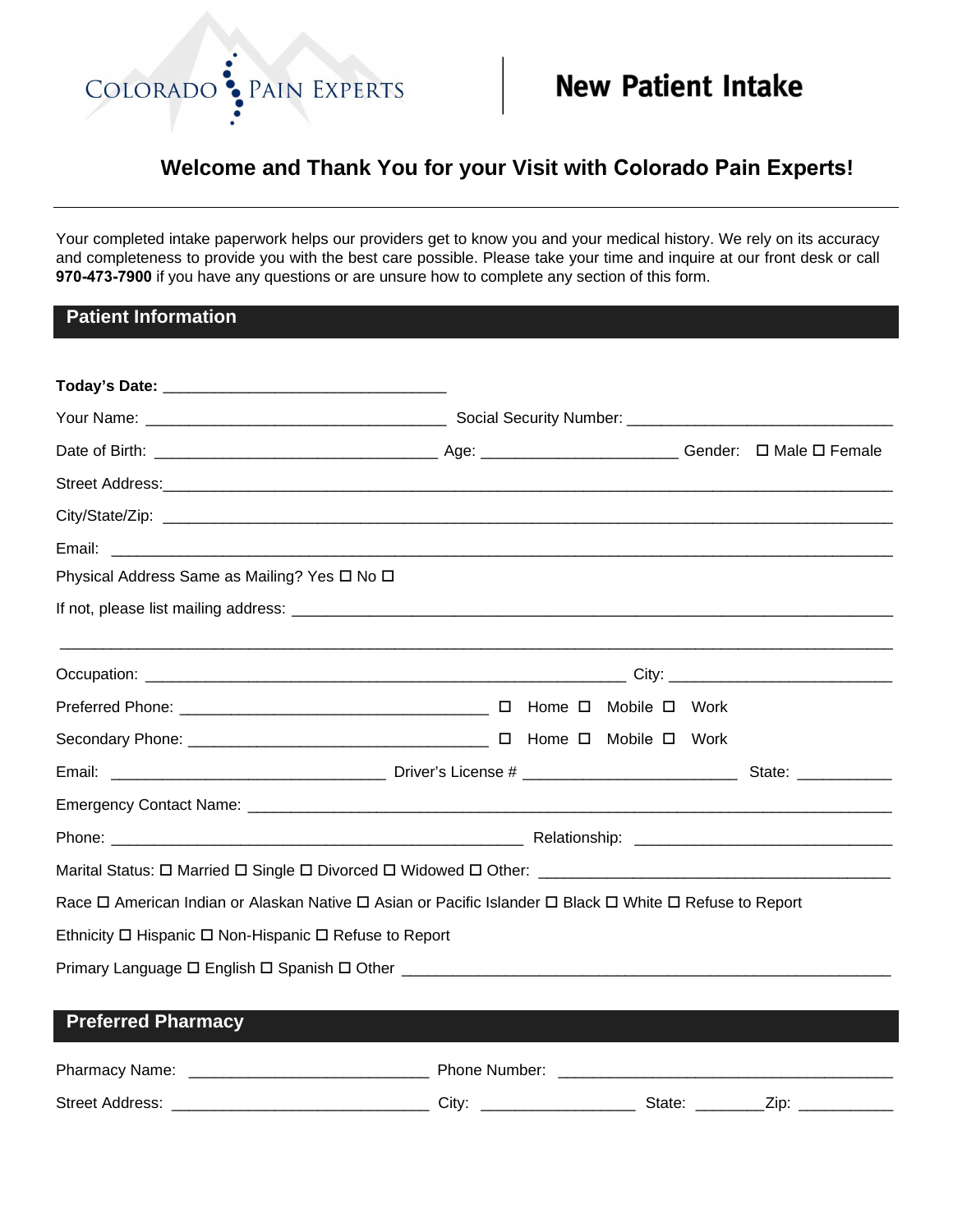COLORADO PAIN EXPERTS

# New Patient Intake

## Welcome and Thank You for your Visit with Colorado Pain Experts!

---

Your completed intake paperwork helps our providers get to know you and your medical history. We rely on its accuracy and completeness to provide you with the best care possible. Please take your time and inquire at our front desk or call **970-473-7900** if you have any questions or are unsure how to complete any section of this form.

## Patient Information

**Today's Date:** ________________________________

Your Name: __________________________________ Social Security Number: ______________________________

Date of Birth: ________________________________ Age: ______________________ Gender: ☐ Male ☐ Female

Street Address: ______________________________________________________________________________

City/State/Zip: ______________________________________________________________________________

Email: ______________________________________________________________________________

Physical Address Same as Mailing? Yes ☐ No ☐

If not, please list mailing address: ____________________________________________________________

______________________________________________________________________________

Occupation: _______________________________________________________ City: _________________________

Preferred Phone: ___________________________________ ☐ Home ☐ Mobile ☐ Work

Secondary Phone: __________________________________ ☐ Home ☐ Mobile ☐ Work

Email: _______________________________ Driver's License # ________________________ State: __________

Emergency Contact Name: ____________________________________________________________________

Phone: _______________________________________________ Relationship: _____________________________

Marital Status: ☐ Married ☐ Single ☐ Divorced ☐ Widowed ☐ Other: ________________________________________

Race ☐ American Indian or Alaskan Native ☐ Asian or Pacific Islander ☐ Black ☐ White ☐ Refuse to Report

Ethnicity ☐ Hispanic ☐ Non-Hispanic ☐ Refuse to Report

Primary Language ☐ English ☐ Spanish ☐ Other ________________________________________________________

## Preferred Pharmacy

Pharmacy Name: ___________________________ Phone Number: ______________________________________

Street Address: _____________________________ City: _________________ State: ________Zip: ___________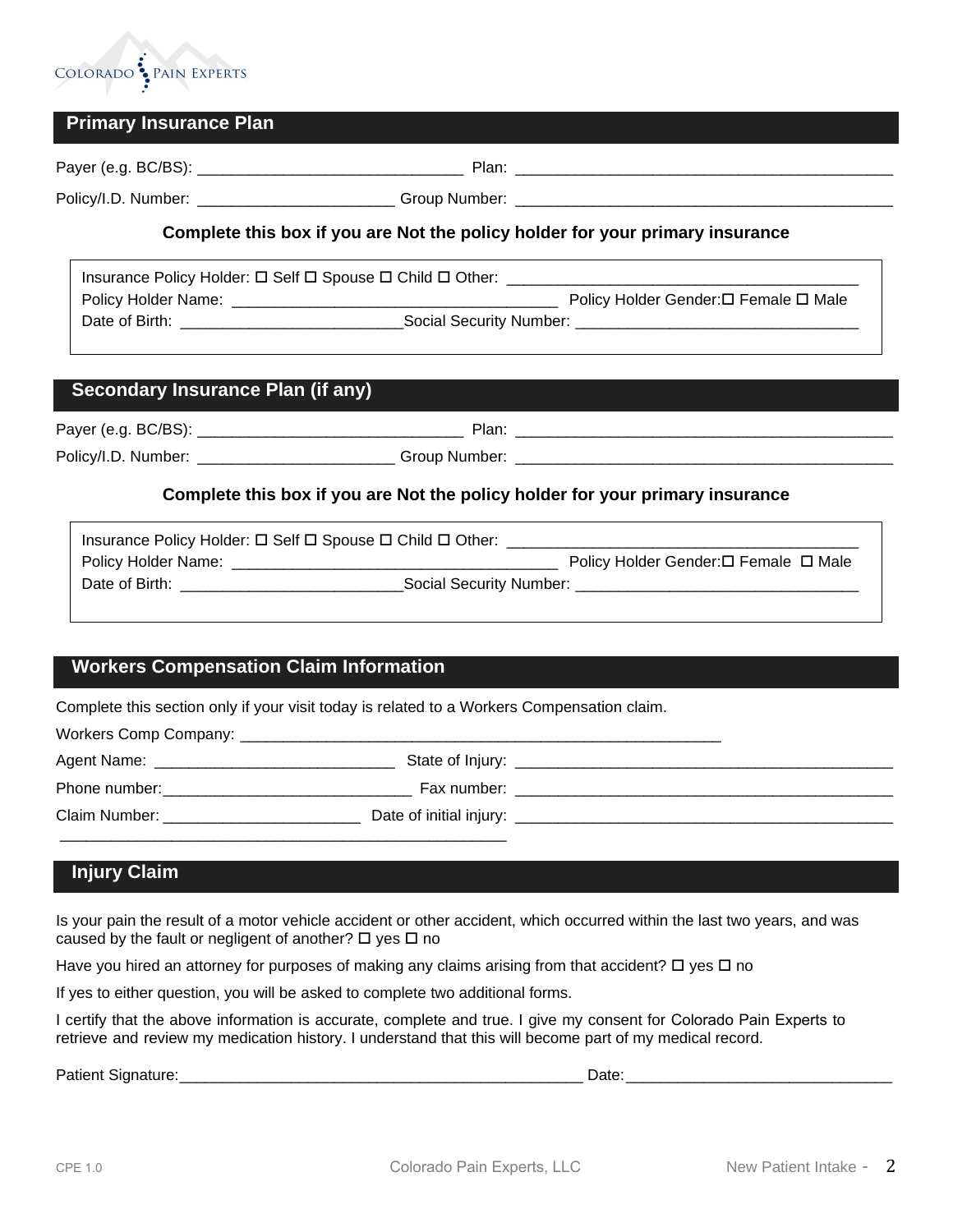## Primary Insurance Plan

Payer (e.g. BC/BS): _______________________________ Plan: ____________________________________________

Policy/I.D. Number: _______________________ Group Number: ____________________________________________

**Complete this box if you are Not the policy holder for your primary insurance**

Insurance Policy Holder: ☐ Self ☐ Spouse ☐ Child ☐ Other: ________________________________________

Policy Holder Name: _______________________________________ Policy Holder Gender: ☐ Female ☐ Male

Date of Birth: __________________________ Social Security Number: ________________________________

## Secondary Insurance Plan (if any)

Payer (e.g. BC/BS): _______________________________ Plan: ____________________________________________

Policy/I.D. Number: _______________________ Group Number: ____________________________________________

**Complete this box if you are Not the policy holder for your primary insurance**

Insurance Policy Holder: ☐ Self ☐ Spouse ☐ Child ☐ Other: ________________________________________

Policy Holder Name: _______________________________________ Policy Holder Gender: ☐ Female ☐ Male

Date of Birth: __________________________ Social Security Number: ________________________________

## Workers Compensation Claim Information

Complete this section only if your visit today is related to a Workers Compensation claim.

Workers Comp Company: ________________________________________________________

Agent Name: ____________________________ State of Injury: ____________________________________________

Phone number: _____________________________ Fax number: ____________________________________________

Claim Number: _______________________ Date of initial injury: ____________________________________________

_____________________________________________________

## Injury Claim

Is your pain the result of a motor vehicle accident or other accident, which occurred within the last two years, and was caused by the fault or negligent of another? ☐ yes ☐ no

Have you hired an attorney for purposes of making any claims arising from that accident? ☐ yes ☐ no

If yes to either question, you will be asked to complete two additional forms.

I certify that the above information is accurate, complete and true. I give my consent for Colorado Pain Experts to retrieve and review my medication history. I understand that this will become part of my medical record.

Patient Signature: ________________________________________________ Date: ______________________________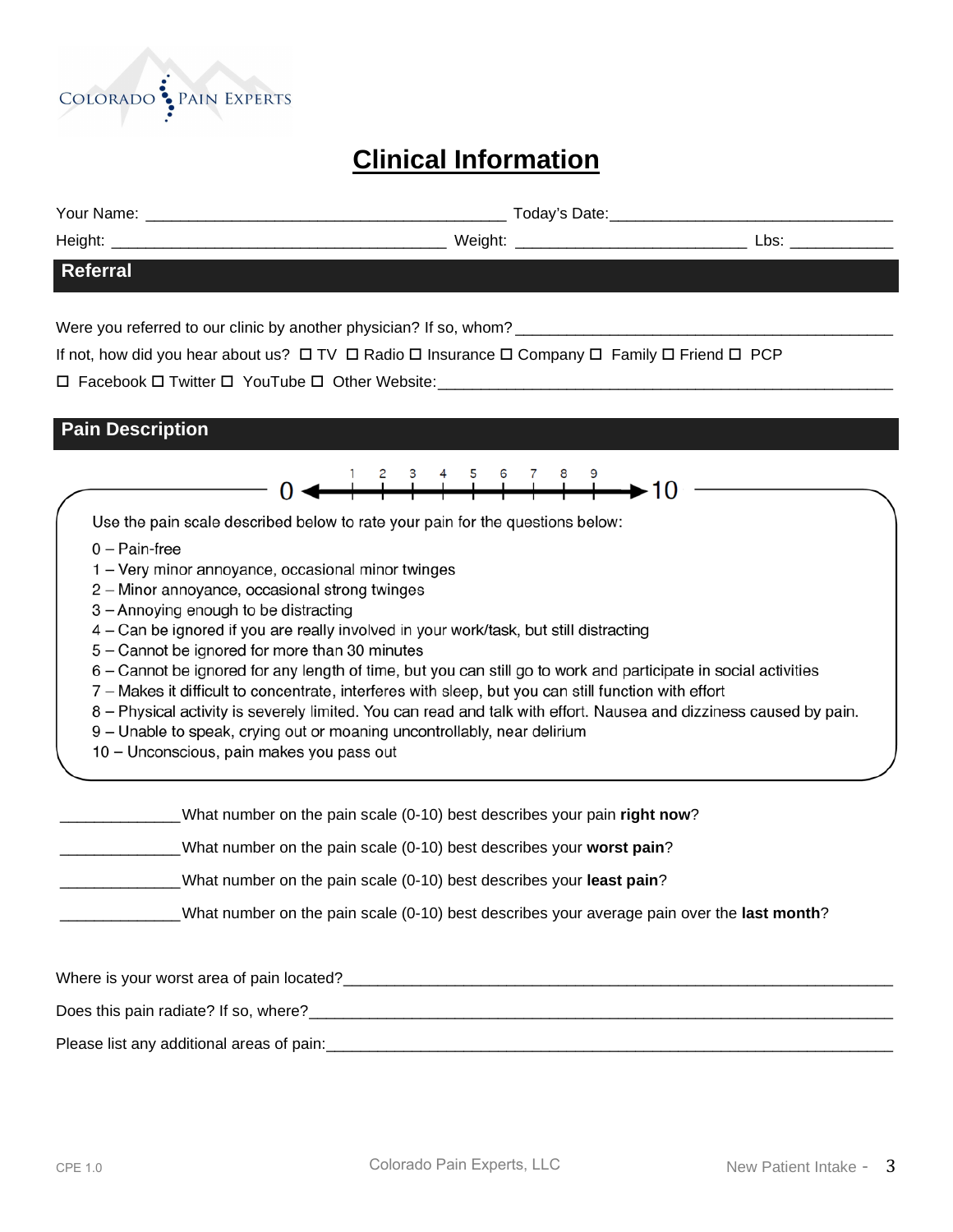# Clinical Information

Your Name: ___________________________________________ Today's Date:_________________________________

Height: ______________________________________ Weight: __________________________ Lbs: ___________

## Referral

Were you referred to our clinic by another physician? If so, whom? _____________________________________________

If not, how did you hear about us? ☐ TV ☐ Radio ☐ Insurance ☐ Company ☐ Family ☐ Friend ☐ PCP

☐ Facebook ☐ Twitter ☐ YouTube ☐ Other Website:______________________________________________________

## Pain Description

0 ◄— 1 2 3 4 5 6 7 8 9 —► 10

Use the pain scale described below to rate your pain for the questions below:

0 – Pain-free
1 – Very minor annoyance, occasional minor twinges
2 – Minor annoyance, occasional strong twinges
3 – Annoying enough to be distracting
4 – Can be ignored if you are really involved in your work/task, but still distracting
5 – Cannot be ignored for more than 30 minutes
6 – Cannot be ignored for any length of time, but you can still go to work and participate in social activities
7 – Makes it difficult to concentrate, interferes with sleep, but you can still function with effort
8 – Physical activity is severely limited. You can read and talk with effort. Nausea and dizziness caused by pain.
9 – Unable to speak, crying out or moaning uncontrollably, near delirium
10 – Unconscious, pain makes you pass out

_____________What number on the pain scale (0-10) best describes your pain **right now**?

_____________What number on the pain scale (0-10) best describes your **worst pain**?

_____________What number on the pain scale (0-10) best describes your **least pain**?

_____________What number on the pain scale (0-10) best describes your average pain over the **last month**?

Where is your worst area of pain located?_________________________________________________________________

Does this pain radiate? If so, where?_____________________________________________________________________

Please list any additional areas of pain:___________________________________________________________________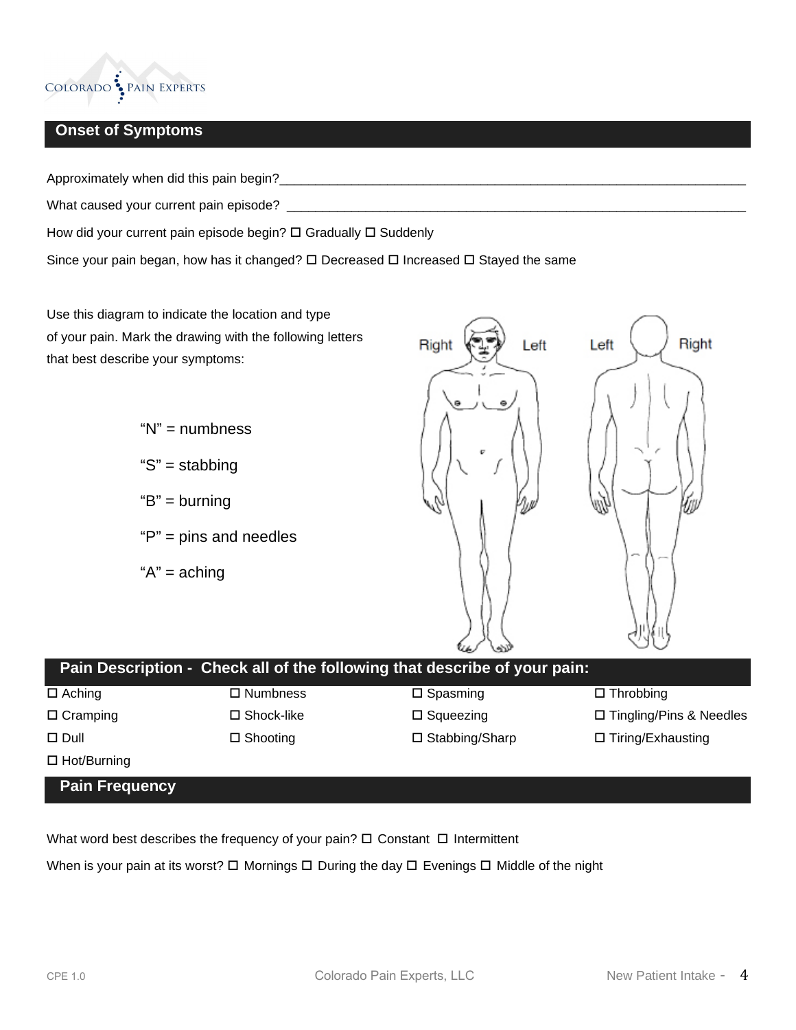## Onset of Symptoms

Approximately when did this pain begin?______________________________________________________________________

What caused your current pain episode? ______________________________________________________________________

How did your current pain episode begin? ☐ Gradually ☐ Suddenly

Since your pain began, how has it changed? ☐ Decreased ☐ Increased ☐ Stayed the same

Use this diagram to indicate the location and type of your pain. Mark the drawing with the following letters that best describe your symptoms:

- "N" = numbness
- "S" = stabbing
- "B" = burning
- "P" = pins and needles
- "A" = aching

Right Left Left Right

## Pain Description - Check all of the following that describe of your pain:

| | | | |
|---|---|---|---|
| ☐ Aching | ☐ Numbness | ☐ Spasming | ☐ Throbbing |
| ☐ Cramping | ☐ Shock-like | ☐ Squeezing | ☐ Tingling/Pins & Needles |
| ☐ Dull | ☐ Shooting | ☐ Stabbing/Sharp | ☐ Tiring/Exhausting |
| ☐ Hot/Burning | | | |

## Pain Frequency

What word best describes the frequency of your pain? ☐ Constant ☐ Intermittent

When is your pain at its worst? ☐ Mornings ☐ During the day ☐ Evenings ☐ Middle of the night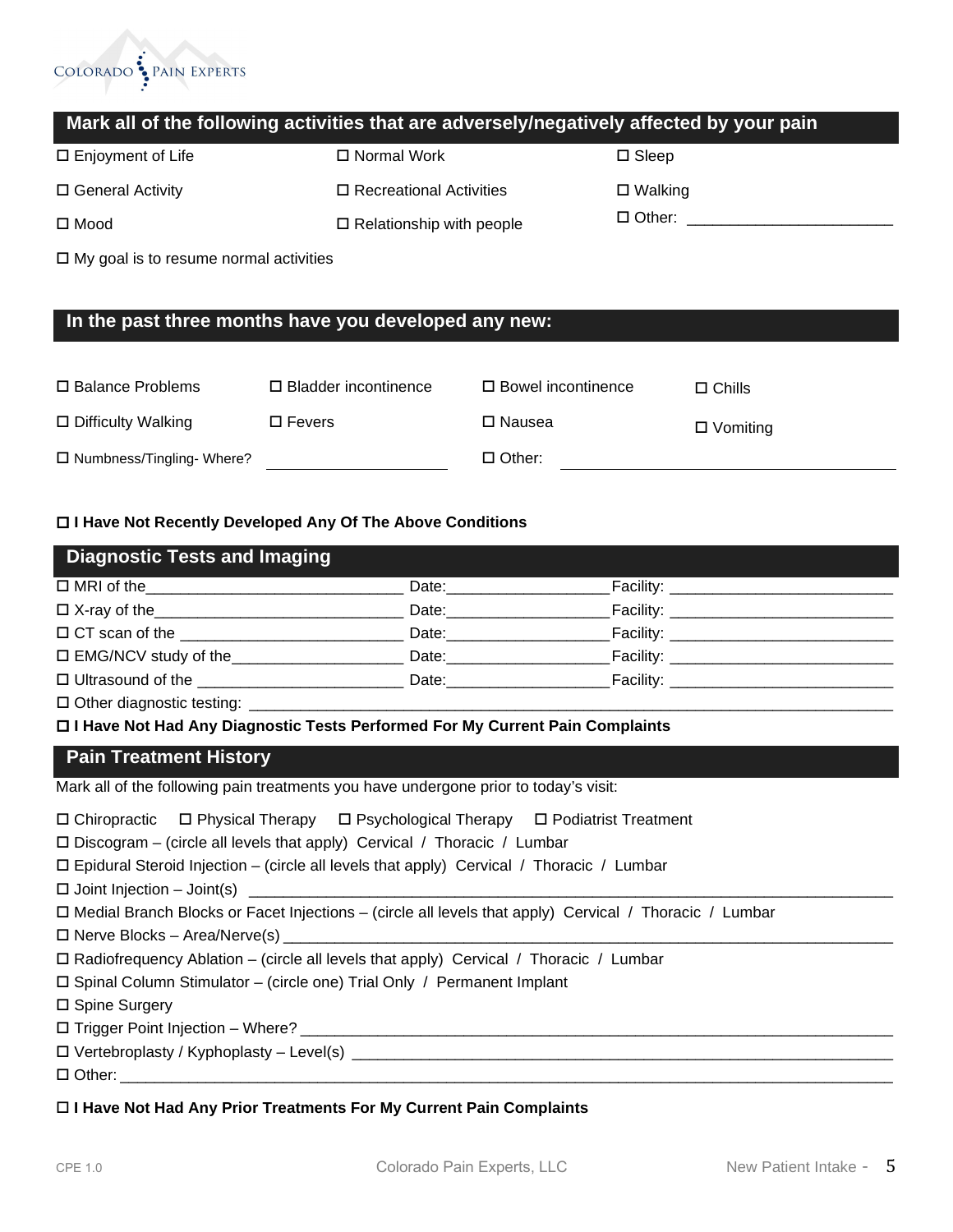## Mark all of the following activities that are adversely/negatively affected by your pain

☐ Enjoyment of Life ☐ Normal Work ☐ Sleep

☐ General Activity ☐ Recreational Activities ☐ Walking

☐ Mood ☐ Relationship with people ☐ Other: ________________________

☐ My goal is to resume normal activities

## In the past three months have you developed any new:

☐ Balance Problems ☐ Bladder incontinence ☐ Bowel incontinence ☐ Chills

☐ Difficulty Walking ☐ Fevers ☐ Nausea ☐ Vomiting

☐ Numbness/Tingling- Where? ____________________ ☐ Other: ________________________________________

**☐ I Have Not Recently Developed Any Of The Above Conditions**

## Diagnostic Tests and Imaging

☐ MRI of the______________________________ Date:__________________ Facility: __________________________

☐ X-ray of the_____________________________ Date:__________________ Facility: __________________________

☐ CT scan of the __________________________ Date:__________________ Facility: __________________________

☐ EMG/NCV study of the___________________ Date:__________________ Facility: __________________________

☐ Ultrasound of the _______________________ Date:__________________ Facility: __________________________

☐ Other diagnostic testing: ______________________________________________________________________________

**☐ I Have Not Had Any Diagnostic Tests Performed For My Current Pain Complaints**

## Pain Treatment History

Mark all of the following pain treatments you have undergone prior to today's visit:

☐ Chiropractic ☐ Physical Therapy ☐ Psychological Therapy ☐ Podiatrist Treatment

☐ Discogram – (circle all levels that apply) Cervical / Thoracic / Lumbar

☐ Epidural Steroid Injection – (circle all levels that apply) Cervical / Thoracic / Lumbar

☐ Joint Injection – Joint(s) ______________________________________________________________________________

☐ Medial Branch Blocks or Facet Injections – (circle all levels that apply) Cervical / Thoracic / Lumbar

☐ Nerve Blocks – Area/Nerve(s) __________________________________________________________________________

☐ Radiofrequency Ablation – (circle all levels that apply) Cervical / Thoracic / Lumbar

☐ Spinal Column Stimulator – (circle one) Trial Only / Permanent Implant

☐ Spine Surgery

☐ Trigger Point Injection – Where? _______________________________________________________________________

☐ Vertebroplasty / Kyphoplasty – Level(s) _________________________________________________________________

☐ Other: _____________________________________________________________________________________________

**☐ I Have Not Had Any Prior Treatments For My Current Pain Complaints**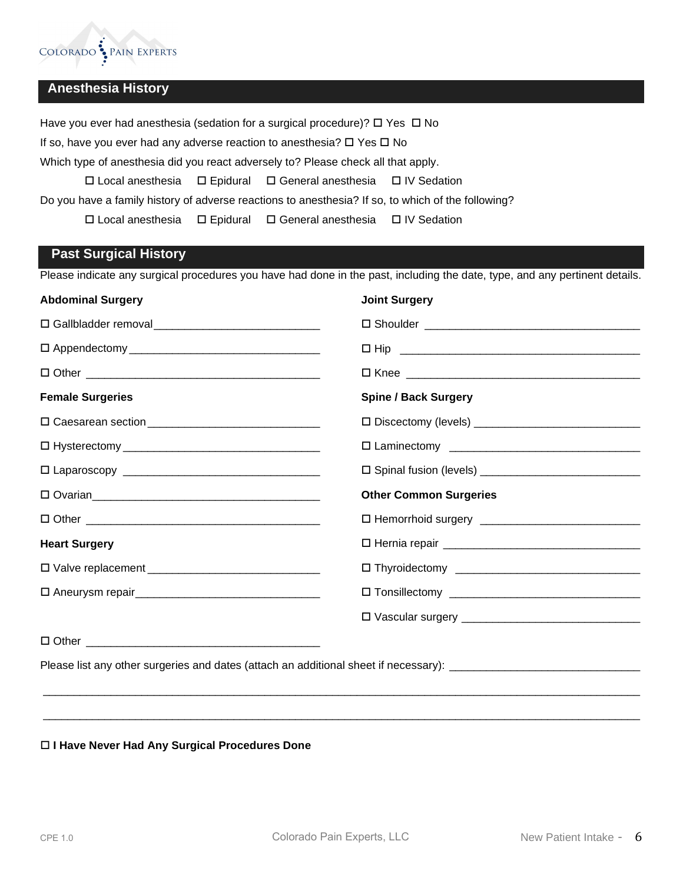## Anesthesia History

Have you ever had anesthesia (sedation for a surgical procedure)? ☐ Yes ☐ No

If so, have you ever had any adverse reaction to anesthesia? ☐ Yes ☐ No

Which type of anesthesia did you react adversely to? Please check all that apply.

☐ Local anesthesia ☐ Epidural ☐ General anesthesia ☐ IV Sedation

Do you have a family history of adverse reactions to anesthesia? If so, to which of the following?

☐ Local anesthesia ☐ Epidural ☐ General anesthesia ☐ IV Sedation

## Past Surgical History

Please indicate any surgical procedures you have had done in the past, including the date, type, and any pertinent details.

**Abdominal Surgery**

☐ Gallbladder removal ___________________________

☐ Appendectomy ______________________________

☐ Other _____________________________________

**Female Surgeries**

☐ Caesarean section ____________________________

☐ Hysterectomy ________________________________

☐ Laparoscopy ________________________________

☐ Ovarian ____________________________________

☐ Other _____________________________________

**Heart Surgery**

☐ Valve replacement ____________________________

☐ Aneurysm repair ______________________________

☐ Other _____________________________________

**Joint Surgery**

☐ Shoulder ___________________________________

☐ Hip _______________________________________

☐ Knee ______________________________________

**Spine / Back Surgery**

☐ Discectomy (levels) ___________________________

☐ Laminectomy _______________________________

☐ Spinal fusion (levels) __________________________

**Other Common Surgeries**

☐ Hemorrhoid surgery __________________________

☐ Hernia repair ________________________________

☐ Thyroidectomy ______________________________

☐ Tonsillectomy _______________________________

☐ Vascular surgery _____________________________

Please list any other surgeries and dates (attach an additional sheet if necessary): ______________________________

_____________________________________________________________________________________________

_____________________________________________________________________________________________

☐ **I Have Never Had Any Surgical Procedures Done**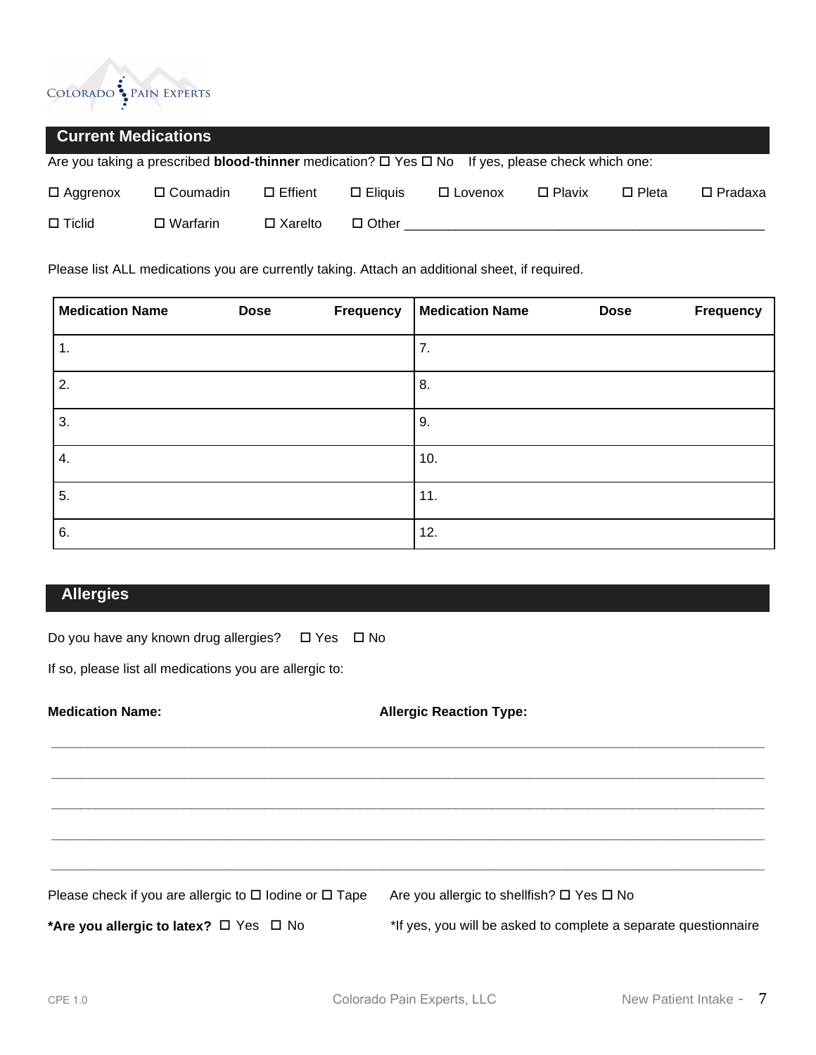## Current Medications

Are you taking a prescribed **blood-thinner** medication? ☐ Yes ☐ No    If yes, please check which one:

☐ Aggrenox    ☐ Coumadin    ☐ Effient    ☐ Eliquis    ☐ Lovenox    ☐ Plavix    ☐ Pleta    ☐ Pradaxa

☐ Ticlid    ☐ Warfarin    ☐ Xarelto    ☐ Other _______________________________________________

Please list ALL medications you are currently taking. Attach an additional sheet, if required.

| Medication Name | Dose | Frequency | Medication Name | Dose | Frequency |
|---|---|---|---|---|---|
| 1. | | | 7. | | |
| 2. | | | 8. | | |
| 3. | | | 9. | | |
| 4. | | | 10. | | |
| 5. | | | 11. | | |
| 6. | | | 12. | | |

## Allergies

Do you have any known drug allergies?    ☐ Yes   ☐ No

If so, please list all medications you are allergic to:

**Medication Name:**    **Allergic Reaction Type:**

_______________________________________________________________________________________

_______________________________________________________________________________________

_______________________________________________________________________________________

_______________________________________________________________________________________

_______________________________________________________________________________________

Please check if you are allergic to ☐ Iodine or ☐ Tape    Are you allergic to shellfish? ☐ Yes ☐ No

**\*Are you allergic to latex?** ☐ Yes  ☐ No    *If yes, you will be asked to complete a separate questionnaire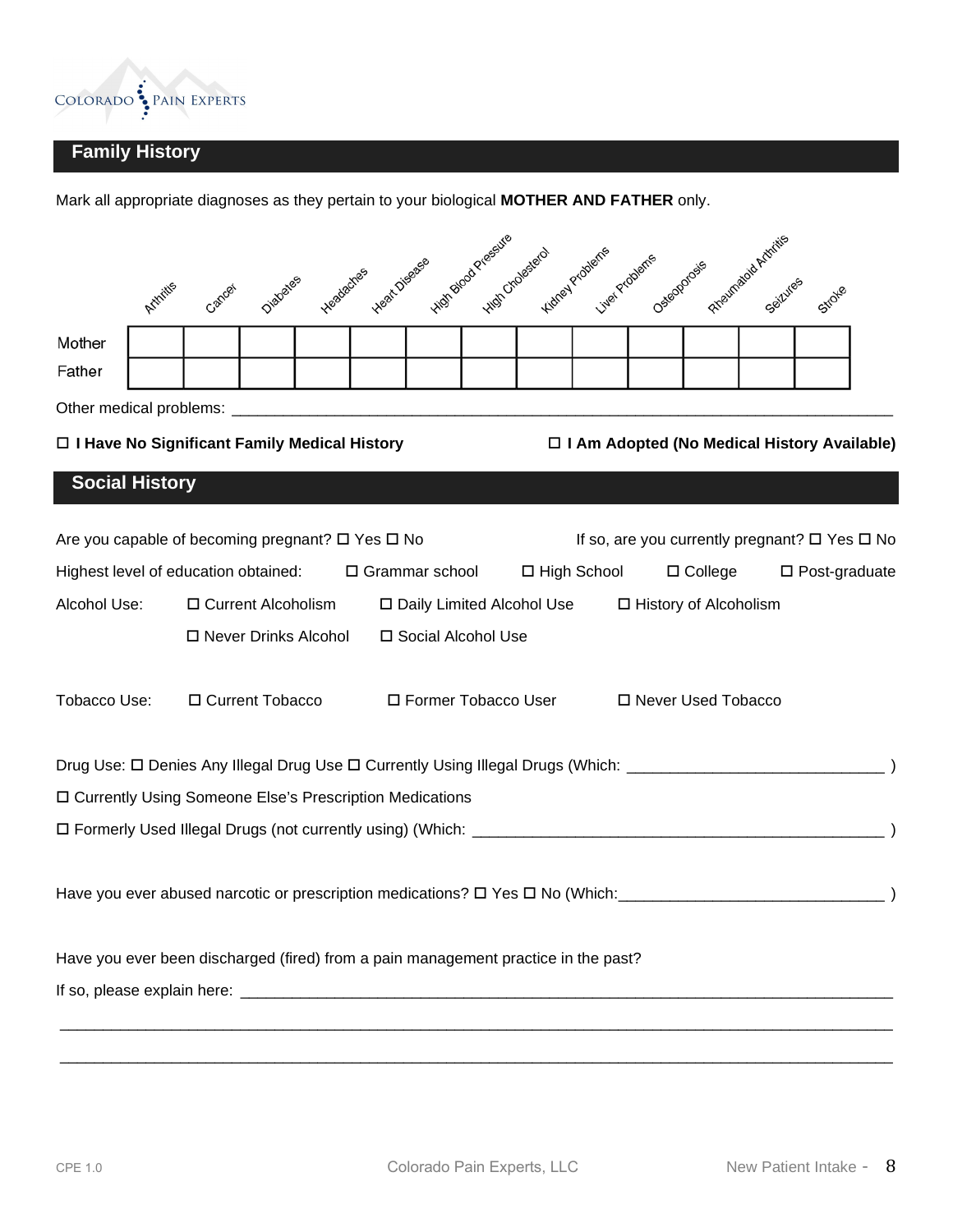## Family History

Mark all appropriate diagnoses as they pertain to your biological **MOTHER AND FATHER** only.

| | Arthritis | Cancer | Diabetes | Headaches | Heart Disease | High Blood Pressure | High Cholesterol | Kidney Problems | Liver Problems | Osteoporosis | Rheumatoid Arthritis | Seizures | Stroke |
|---|---|---|---|---|---|---|---|---|---|---|---|---|---|
| Mother | | | | | | | | | | | | | |
| Father | | | | | | | | | | | | | |

Other medical problems: ______________________________________________________________________________

☐ **I Have No Significant Family Medical History** ☐ **I Am Adopted (No Medical History Available)**

## Social History

Are you capable of becoming pregnant? ☐ Yes ☐ No If so, are you currently pregnant? ☐ Yes ☐ No

Highest level of education obtained: ☐ Grammar school ☐ High School ☐ College ☐ Post-graduate

Alcohol Use: ☐ Current Alcoholism ☐ Daily Limited Alcohol Use ☐ History of Alcoholism ☐ Never Drinks Alcohol ☐ Social Alcohol Use

Tobacco Use: ☐ Current Tobacco ☐ Former Tobacco User ☐ Never Used Tobacco

Drug Use: ☐ Denies Any Illegal Drug Use ☐ Currently Using Illegal Drugs (Which: ______________________________ )

☐ Currently Using Someone Else's Prescription Medications

☐ Formerly Used Illegal Drugs (not currently using) (Which: ______________________________________________ )

Have you ever abused narcotic or prescription medications? ☐ Yes ☐ No (Which:______________________________ )

Have you ever been discharged (fired) from a pain management practice in the past?

If so, please explain here: __________________________________________________________________________

______________________________________________________________________________________________

______________________________________________________________________________________________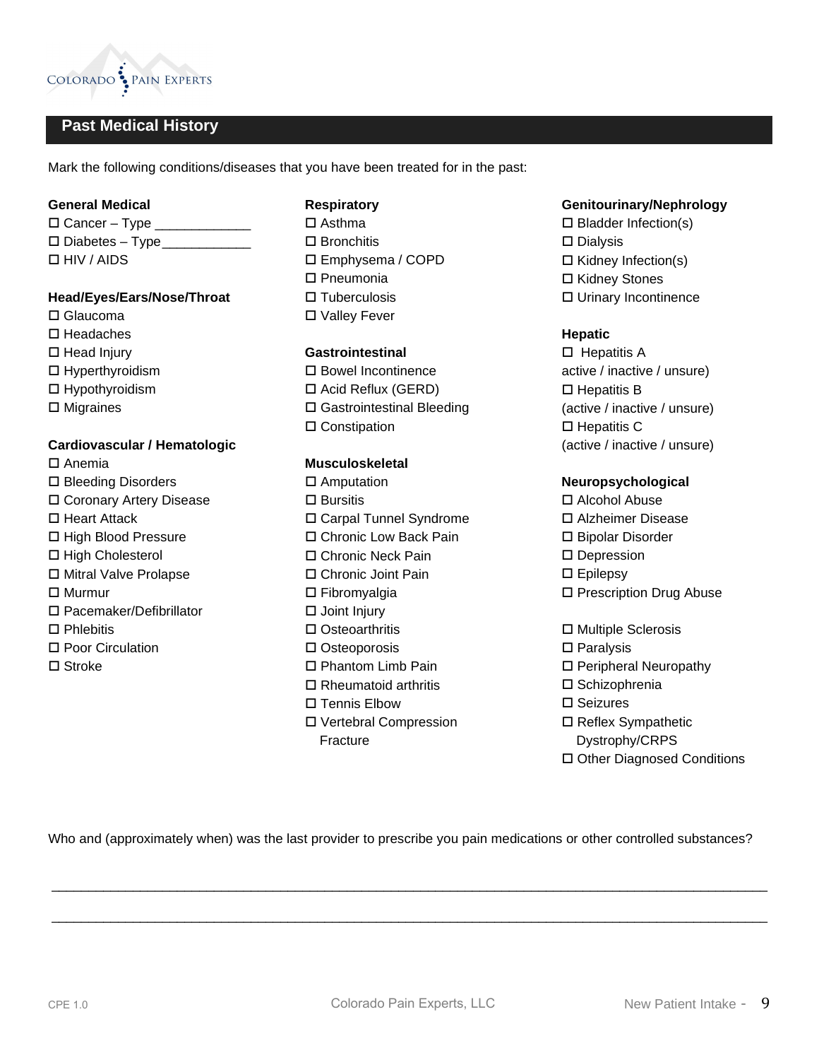## Past Medical History

Mark the following conditions/diseases that you have been treated for in the past:

**General Medical**

- ☐ Cancer – Type _____________
- ☐ Diabetes – Type____________
- ☐ HIV / AIDS

**Head/Eyes/Ears/Nose/Throat**

- ☐ Glaucoma
- ☐ Headaches
- ☐ Head Injury
- ☐ Hyperthyroidism
- ☐ Hypothyroidism
- ☐ Migraines

**Cardiovascular / Hematologic**

- ☐ Anemia
- ☐ Bleeding Disorders
- ☐ Coronary Artery Disease
- ☐ Heart Attack
- ☐ High Blood Pressure
- ☐ High Cholesterol
- ☐ Mitral Valve Prolapse
- ☐ Murmur
- ☐ Pacemaker/Defibrillator
- ☐ Phlebitis
- ☐ Poor Circulation
- ☐ Stroke

**Respiratory**

- ☐ Asthma
- ☐ Bronchitis
- ☐ Emphysema / COPD
- ☐ Pneumonia
- ☐ Tuberculosis
- ☐ Valley Fever

**Gastrointestinal**

- ☐ Bowel Incontinence
- ☐ Acid Reflux (GERD)
- ☐ Gastrointestinal Bleeding
- ☐ Constipation

**Musculoskeletal**

- ☐ Amputation
- ☐ Bursitis
- ☐ Carpal Tunnel Syndrome
- ☐ Chronic Low Back Pain
- ☐ Chronic Neck Pain
- ☐ Chronic Joint Pain
- ☐ Fibromyalgia
- ☐ Joint Injury
- ☐ Osteoarthritis
- ☐ Osteoporosis
- ☐ Phantom Limb Pain
- ☐ Rheumatoid arthritis
- ☐ Tennis Elbow
- ☐ Vertebral Compression Fracture

**Genitourinary/Nephrology**

- ☐ Bladder Infection(s)
- ☐ Dialysis
- ☐ Kidney Infection(s)
- ☐ Kidney Stones
- ☐ Urinary Incontinence

**Hepatic**

- ☐ Hepatitis A active / inactive / unsure)
- ☐ Hepatitis B (active / inactive / unsure)
- ☐ Hepatitis C (active / inactive / unsure)

**Neuropsychological**

- ☐ Alcohol Abuse
- ☐ Alzheimer Disease
- ☐ Bipolar Disorder
- ☐ Depression
- ☐ Epilepsy
- ☐ Prescription Drug Abuse

- ☐ Multiple Sclerosis
- ☐ Paralysis
- ☐ Peripheral Neuropathy
- ☐ Schizophrenia
- ☐ Seizures
- ☐ Reflex Sympathetic Dystrophy/CRPS
- ☐ Other Diagnosed Conditions

Who and (approximately when) was the last provider to prescribe you pain medications or other controlled substances?

______________________________________________________________________________________

______________________________________________________________________________________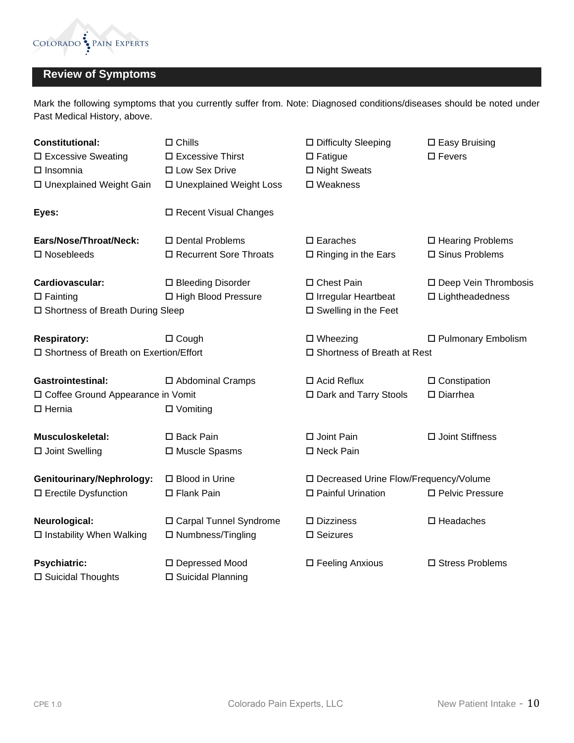## Review of Symptoms

Mark the following symptoms that you currently suffer from. Note: Diagnosed conditions/diseases should be noted under Past Medical History, above.

**Constitutional:**
- ☐ Chills
- ☐ Difficulty Sleeping
- ☐ Easy Bruising
- ☐ Excessive Sweating
- ☐ Excessive Thirst
- ☐ Fatigue
- ☐ Fevers
- ☐ Insomnia
- ☐ Low Sex Drive
- ☐ Night Sweats
- ☐ Unexplained Weight Gain
- ☐ Unexplained Weight Loss
- ☐ Weakness

**Eyes:**
- ☐ Recent Visual Changes

**Ears/Nose/Throat/Neck:**
- ☐ Dental Problems
- ☐ Earaches
- ☐ Hearing Problems
- ☐ Nosebleeds
- ☐ Recurrent Sore Throats
- ☐ Ringing in the Ears
- ☐ Sinus Problems

**Cardiovascular:**
- ☐ Bleeding Disorder
- ☐ Chest Pain
- ☐ Deep Vein Thrombosis
- ☐ Fainting
- ☐ High Blood Pressure
- ☐ Irregular Heartbeat
- ☐ Lightheadedness
- ☐ Shortness of Breath During Sleep
- ☐ Swelling in the Feet

**Respiratory:**
- ☐ Cough
- ☐ Wheezing
- ☐ Pulmonary Embolism
- ☐ Shortness of Breath on Exertion/Effort
- ☐ Shortness of Breath at Rest

**Gastrointestinal:**
- ☐ Abdominal Cramps
- ☐ Acid Reflux
- ☐ Constipation
- ☐ Coffee Ground Appearance in Vomit
- ☐ Dark and Tarry Stools
- ☐ Diarrhea
- ☐ Hernia
- ☐ Vomiting

**Musculoskeletal:**
- ☐ Back Pain
- ☐ Joint Pain
- ☐ Joint Stiffness
- ☐ Joint Swelling
- ☐ Muscle Spasms
- ☐ Neck Pain

**Genitourinary/Nephrology:**
- ☐ Blood in Urine
- ☐ Decreased Urine Flow/Frequency/Volume
- ☐ Erectile Dysfunction
- ☐ Flank Pain
- ☐ Painful Urination
- ☐ Pelvic Pressure

**Neurological:**
- ☐ Carpal Tunnel Syndrome
- ☐ Dizziness
- ☐ Headaches
- ☐ Instability When Walking
- ☐ Numbness/Tingling
- ☐ Seizures

**Psychiatric:**
- ☐ Depressed Mood
- ☐ Feeling Anxious
- ☐ Stress Problems
- ☐ Suicidal Thoughts
- ☐ Suicidal Planning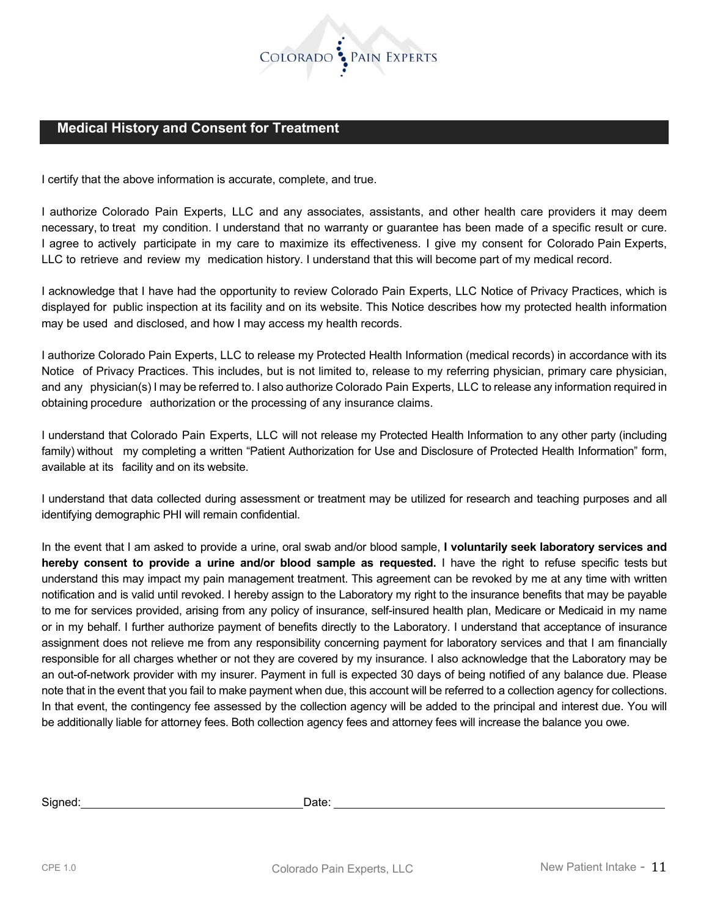## Medical History and Consent for Treatment

I certify that the above information is accurate, complete, and true.

I authorize Colorado Pain Experts, LLC and any associates, assistants, and other health care providers it may deem necessary, to treat my condition. I understand that no warranty or guarantee has been made of a specific result or cure. I agree to actively participate in my care to maximize its effectiveness. I give my consent for Colorado Pain Experts, LLC to retrieve and review my medication history. I understand that this will become part of my medical record.

I acknowledge that I have had the opportunity to review Colorado Pain Experts, LLC Notice of Privacy Practices, which is displayed for public inspection at its facility and on its website. This Notice describes how my protected health information may be used and disclosed, and how I may access my health records.

I authorize Colorado Pain Experts, LLC to release my Protected Health Information (medical records) in accordance with its Notice of Privacy Practices. This includes, but is not limited to, release to my referring physician, primary care physician, and any physician(s) I may be referred to. I also authorize Colorado Pain Experts, LLC to release any information required in obtaining procedure authorization or the processing of any insurance claims.

I understand that Colorado Pain Experts, LLC will not release my Protected Health Information to any other party (including family) without my completing a written "Patient Authorization for Use and Disclosure of Protected Health Information" form, available at its facility and on its website.

I understand that data collected during assessment or treatment may be utilized for research and teaching purposes and all identifying demographic PHI will remain confidential.

In the event that I am asked to provide a urine, oral swab and/or blood sample, **I voluntarily seek laboratory services and hereby consent to provide a urine and/or blood sample as requested.** I have the right to refuse specific tests but understand this may impact my pain management treatment. This agreement can be revoked by me at any time with written notification and is valid until revoked. I hereby assign to the Laboratory my right to the insurance benefits that may be payable to me for services provided, arising from any policy of insurance, self-insured health plan, Medicare or Medicaid in my name or in my behalf. I further authorize payment of benefits directly to the Laboratory. I understand that acceptance of insurance assignment does not relieve me from any responsibility concerning payment for laboratory services and that I am financially responsible for all charges whether or not they are covered by my insurance. I also acknowledge that the Laboratory may be an out-of-network provider with my insurer. Payment in full is expected 30 days of being notified of any balance due. Please note that in the event that you fail to make payment when due, this account will be referred to a collection agency for collections. In that event, the contingency fee assessed by the collection agency will be added to the principal and interest due. You will be additionally liable for attorney fees. Both collection agency fees and attorney fees will increase the balance you owe.

Signed:\_\_\_\_\_\_\_\_\_\_\_\_\_\_\_\_\_\_\_\_\_\_\_\_\_\_\_\_\_\_ Date:\_\_\_\_\_\_\_\_\_\_\_\_\_\_\_\_\_\_\_\_\_\_\_\_\_\_\_\_\_\_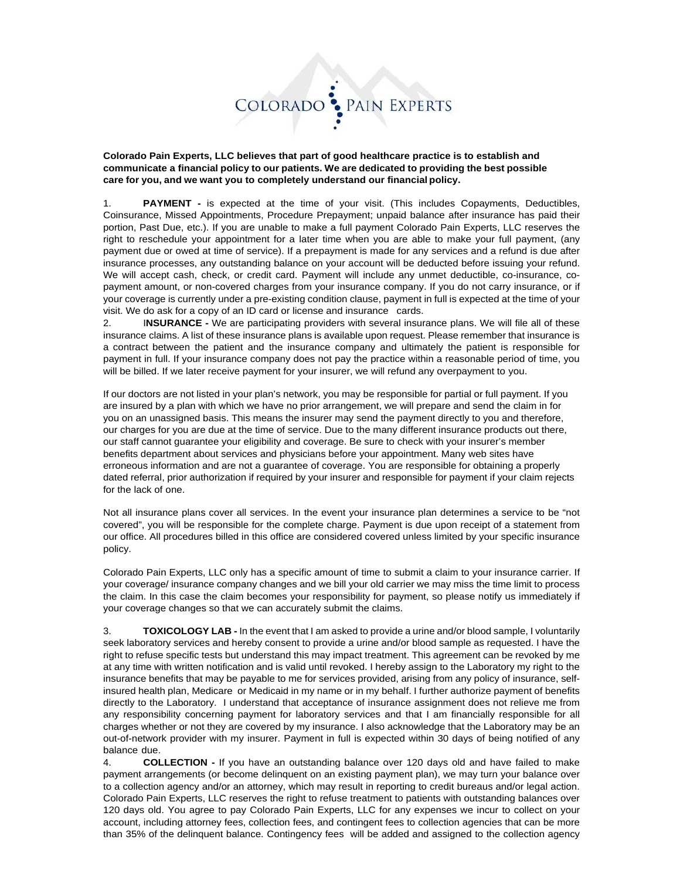COLORADO PAIN EXPERTS

**Colorado Pain Experts, LLC believes that part of good healthcare practice is to establish and communicate a financial policy to our patients. We are dedicated to providing the best possible care for you, and we want you to completely understand our financial policy.**

1. **PAYMENT -** is expected at the time of your visit. (This includes Copayments, Deductibles, Coinsurance, Missed Appointments, Procedure Prepayment; unpaid balance after insurance has paid their portion, Past Due, etc.). If you are unable to make a full payment Colorado Pain Experts, LLC reserves the right to reschedule your appointment for a later time when you are able to make your full payment, (any payment due or owed at time of service). If a prepayment is made for any services and a refund is due after insurance processes, any outstanding balance on your account will be deducted before issuing your refund. We will accept cash, check, or credit card. Payment will include any unmet deductible, co-insurance, co-payment amount, or non-covered charges from your insurance company. If you do not carry insurance, or if your coverage is currently under a pre-existing condition clause, payment in full is expected at the time of your visit. We do ask for a copy of an ID card or license and insurance cards.

2. **INSURANCE -** We are participating providers with several insurance plans. We will file all of these insurance claims. A list of these insurance plans is available upon request. Please remember that insurance is a contract between the patient and the insurance company and ultimately the patient is responsible for payment in full. If your insurance company does not pay the practice within a reasonable period of time, you will be billed. If we later receive payment for your insurer, we will refund any overpayment to you.

If our doctors are not listed in your plan's network, you may be responsible for partial or full payment. If you are insured by a plan with which we have no prior arrangement, we will prepare and send the claim in for you on an unassigned basis. This means the insurer may send the payment directly to you and therefore, our charges for you are due at the time of service. Due to the many different insurance products out there, our staff cannot guarantee your eligibility and coverage. Be sure to check with your insurer's member benefits department about services and physicians before your appointment. Many web sites have erroneous information and are not a guarantee of coverage. You are responsible for obtaining a properly dated referral, prior authorization if required by your insurer and responsible for payment if your claim rejects for the lack of one.

Not all insurance plans cover all services. In the event your insurance plan determines a service to be "not covered", you will be responsible for the complete charge. Payment is due upon receipt of a statement from our office. All procedures billed in this office are considered covered unless limited by your specific insurance policy.

Colorado Pain Experts, LLC only has a specific amount of time to submit a claim to your insurance carrier. If your coverage/ insurance company changes and we bill your old carrier we may miss the time limit to process the claim. In this case the claim becomes your responsibility for payment, so please notify us immediately if your coverage changes so that we can accurately submit the claims.

3. **TOXICOLOGY LAB -** In the event that I am asked to provide a urine and/or blood sample, I voluntarily seek laboratory services and hereby consent to provide a urine and/or blood sample as requested. I have the right to refuse specific tests but understand this may impact treatment. This agreement can be revoked by me at any time with written notification and is valid until revoked. I hereby assign to the Laboratory my right to the insurance benefits that may be payable to me for services provided, arising from any policy of insurance, self-insured health plan, Medicare or Medicaid in my name or in my behalf. I further authorize payment of benefits directly to the Laboratory. I understand that acceptance of insurance assignment does not relieve me from any responsibility concerning payment for laboratory services and that I am financially responsible for all charges whether or not they are covered by my insurance. I also acknowledge that the Laboratory may be an out-of-network provider with my insurer. Payment in full is expected within 30 days of being notified of any balance due.

4. **COLLECTION -** If you have an outstanding balance over 120 days old and have failed to make payment arrangements (or become delinquent on an existing payment plan), we may turn your balance over to a collection agency and/or an attorney, which may result in reporting to credit bureaus and/or legal action. Colorado Pain Experts, LLC reserves the right to refuse treatment to patients with outstanding balances over 120 days old. You agree to pay Colorado Pain Experts, LLC for any expenses we incur to collect on your account, including attorney fees, collection fees, and contingent fees to collection agencies that can be more than 35% of the delinquent balance. Contingency fees will be added and assigned to the collection agency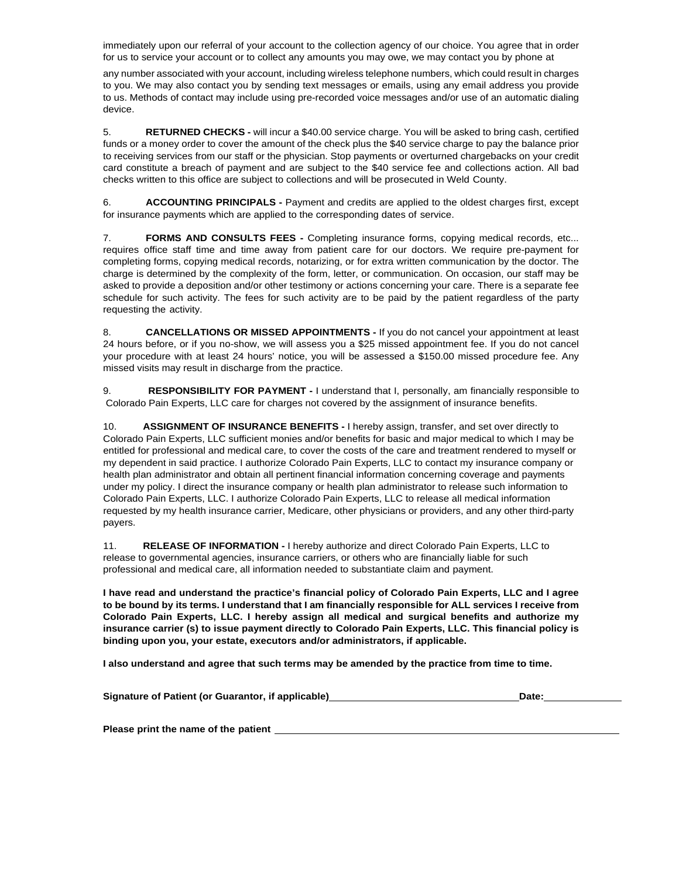immediately upon our referral of your account to the collection agency of our choice. You agree that in order for us to service your account or to collect any amounts you may owe, we may contact you by phone at

any number associated with your account, including wireless telephone numbers, which could result in charges to you. We may also contact you by sending text messages or emails, using any email address you provide to us. Methods of contact may include using pre-recorded voice messages and/or use of an automatic dialing device.

5. **RETURNED CHECKS -** will incur a $40.00 service charge. You will be asked to bring cash, certified funds or a money order to cover the amount of the check plus the $40 service charge to pay the balance prior to receiving services from our staff or the physician. Stop payments or overturned chargebacks on your credit card constitute a breach of payment and are subject to the $40 service fee and collections action. All bad checks written to this office are subject to collections and will be prosecuted in Weld County.

6. **ACCOUNTING PRINCIPALS -** Payment and credits are applied to the oldest charges first, except for insurance payments which are applied to the corresponding dates of service.

7. **FORMS AND CONSULTS FEES -** Completing insurance forms, copying medical records, etc... requires office staff time and time away from patient care for our doctors. We require pre-payment for completing forms, copying medical records, notarizing, or for extra written communication by the doctor. The charge is determined by the complexity of the form, letter, or communication. On occasion, our staff may be asked to provide a deposition and/or other testimony or actions concerning your care. There is a separate fee schedule for such activity. The fees for such activity are to be paid by the patient regardless of the party requesting the activity.

8. **CANCELLATIONS OR MISSED APPOINTMENTS -** If you do not cancel your appointment at least 24 hours before, or if you no-show, we will assess you a $25 missed appointment fee. If you do not cancel your procedure with at least 24 hours' notice, you will be assessed a $150.00 missed procedure fee. Any missed visits may result in discharge from the practice.

9. **RESPONSIBILITY FOR PAYMENT -** I understand that I, personally, am financially responsible to Colorado Pain Experts, LLC care for charges not covered by the assignment of insurance benefits.

10. **ASSIGNMENT OF INSURANCE BENEFITS -** I hereby assign, transfer, and set over directly to Colorado Pain Experts, LLC sufficient monies and/or benefits for basic and major medical to which I may be entitled for professional and medical care, to cover the costs of the care and treatment rendered to myself or my dependent in said practice. I authorize Colorado Pain Experts, LLC to contact my insurance company or health plan administrator and obtain all pertinent financial information concerning coverage and payments under my policy. I direct the insurance company or health plan administrator to release such information to Colorado Pain Experts, LLC. I authorize Colorado Pain Experts, LLC to release all medical information requested by my health insurance carrier, Medicare, other physicians or providers, and any other third-party payers.

11. **RELEASE OF INFORMATION -** I hereby authorize and direct Colorado Pain Experts, LLC to release to governmental agencies, insurance carriers, or others who are financially liable for such professional and medical care, all information needed to substantiate claim and payment.

**I have read and understand the practice's financial policy of Colorado Pain Experts, LLC and I agree to be bound by its terms. I understand that I am financially responsible for ALL services I receive from Colorado Pain Experts, LLC. I hereby assign all medical and surgical benefits and authorize my insurance carrier (s) to issue payment directly to Colorado Pain Experts, LLC. This financial policy is binding upon you, your estate, executors and/or administrators, if applicable.**

**I also understand and agree that such terms may be amended by the practice from time to time.**

**Signature of Patient (or Guarantor, if applicable)**\_\_\_\_\_\_\_\_\_\_\_\_\_\_\_\_\_\_\_\_\_\_\_\_\_\_\_\_\_\_\_\_\_\_ **Date:**\_\_\_\_\_\_\_\_\_\_\_\_\_\_

**Please print the name of the patient** \_\_\_\_\_\_\_\_\_\_\_\_\_\_\_\_\_\_\_\_\_\_\_\_\_\_\_\_\_\_\_\_\_\_\_\_\_\_\_\_\_\_\_\_\_\_\_\_\_\_\_\_\_\_\_\_\_\_\_\_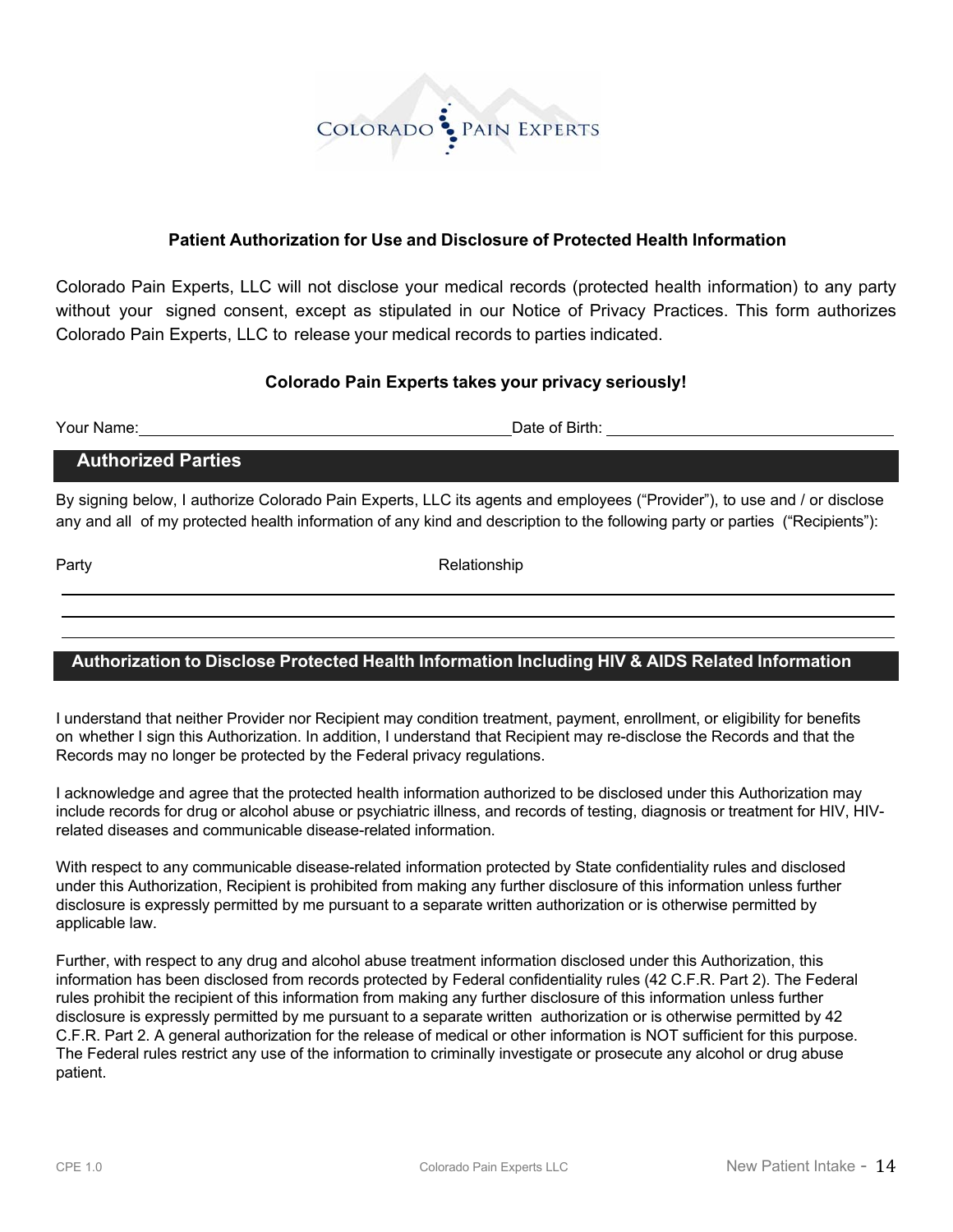COLORADO PAIN EXPERTS

### Patient Authorization for Use and Disclosure of Protected Health Information

Colorado Pain Experts, LLC will not disclose your medical records (protected health information) to any party without your signed consent, except as stipulated in our Notice of Privacy Practices. This form authorizes Colorado Pain Experts, LLC to release your medical records to parties indicated.

**Colorado Pain Experts takes your privacy seriously!**

Your Name: ______________________________ Date of Birth: ______________________

## Authorized Parties

By signing below, I authorize Colorado Pain Experts, LLC its agents and employees ("Provider"), to use and / or disclose any and all of my protected health information of any kind and description to the following party or parties ("Recipients"):

| Party | Relationship |
|---|---|
| | |
| | |
| | |

## Authorization to Disclose Protected Health Information Including HIV & AIDS Related Information

I understand that neither Provider nor Recipient may condition treatment, payment, enrollment, or eligibility for benefits on whether I sign this Authorization. In addition, I understand that Recipient may re-disclose the Records and that the Records may no longer be protected by the Federal privacy regulations.

I acknowledge and agree that the protected health information authorized to be disclosed under this Authorization may include records for drug or alcohol abuse or psychiatric illness, and records of testing, diagnosis or treatment for HIV, HIV-related diseases and communicable disease-related information.

With respect to any communicable disease-related information protected by State confidentiality rules and disclosed under this Authorization, Recipient is prohibited from making any further disclosure of this information unless further disclosure is expressly permitted by me pursuant to a separate written authorization or is otherwise permitted by applicable law.

Further, with respect to any drug and alcohol abuse treatment information disclosed under this Authorization, this information has been disclosed from records protected by Federal confidentiality rules (42 C.F.R. Part 2). The Federal rules prohibit the recipient of this information from making any further disclosure of this information unless further disclosure is expressly permitted by me pursuant to a separate written authorization or is otherwise permitted by 42 C.F.R. Part 2. A general authorization for the release of medical or other information is NOT sufficient for this purpose. The Federal rules restrict any use of the information to criminally investigate or prosecute any alcohol or drug abuse patient.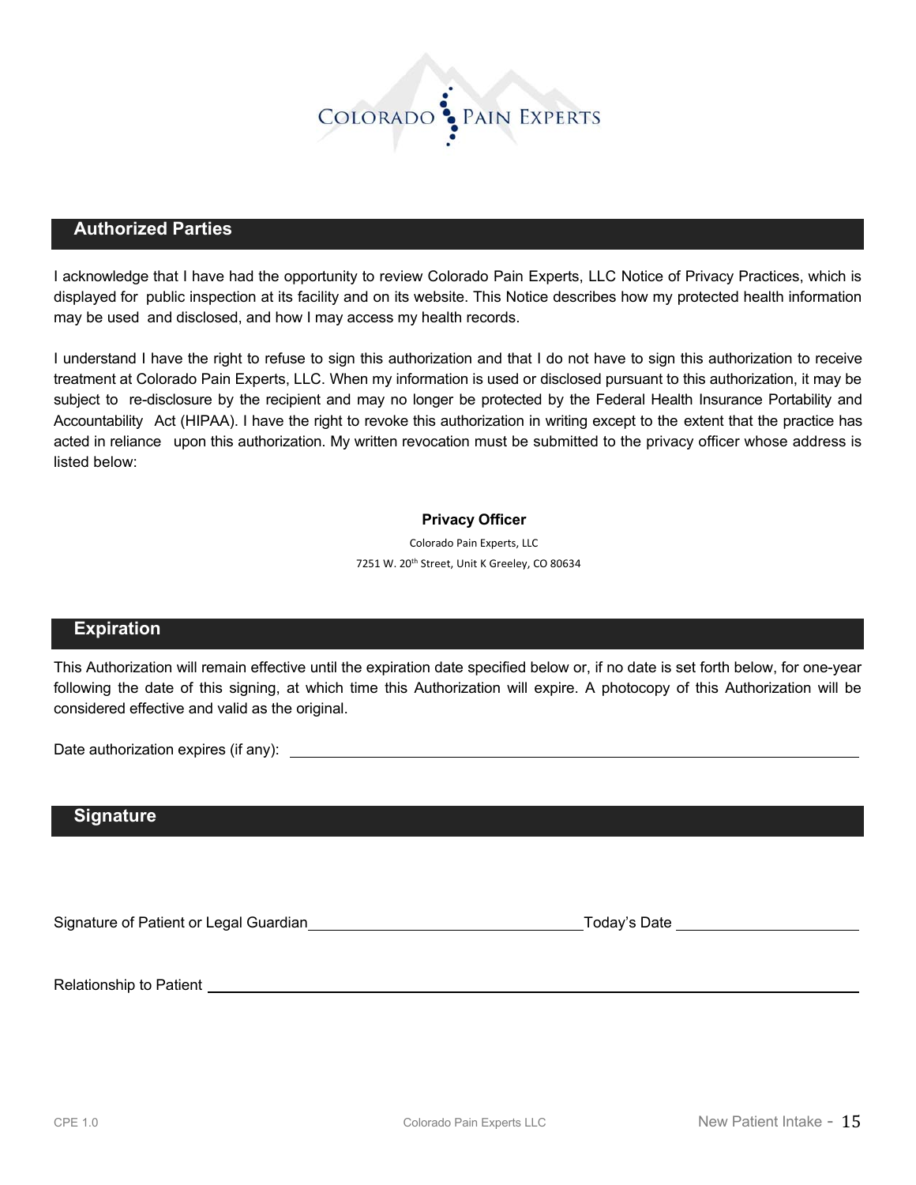## Authorized Parties

I acknowledge that I have had the opportunity to review Colorado Pain Experts, LLC Notice of Privacy Practices, which is displayed for public inspection at its facility and on its website. This Notice describes how my protected health information may be used and disclosed, and how I may access my health records.

I understand I have the right to refuse to sign this authorization and that I do not have to sign this authorization to receive treatment at Colorado Pain Experts, LLC. When my information is used or disclosed pursuant to this authorization, it may be subject to re-disclosure by the recipient and may no longer be protected by the Federal Health Insurance Portability and Accountability Act (HIPAA). I have the right to revoke this authorization in writing except to the extent that the practice has acted in reliance upon this authorization. My written revocation must be submitted to the privacy officer whose address is listed below:

**Privacy Officer**

Colorado Pain Experts, LLC

7251 W. 20th Street, Unit K Greeley, CO 80634

## Expiration

This Authorization will remain effective until the expiration date specified below or, if no date is set forth below, for one-year following the date of this signing, at which time this Authorization will expire. A photocopy of this Authorization will be considered effective and valid as the original.

Date authorization expires (if any): ______________________________

## Signature

Signature of Patient or Legal Guardian ______________________________ Today's Date ____________________

Relationship to Patient ______________________________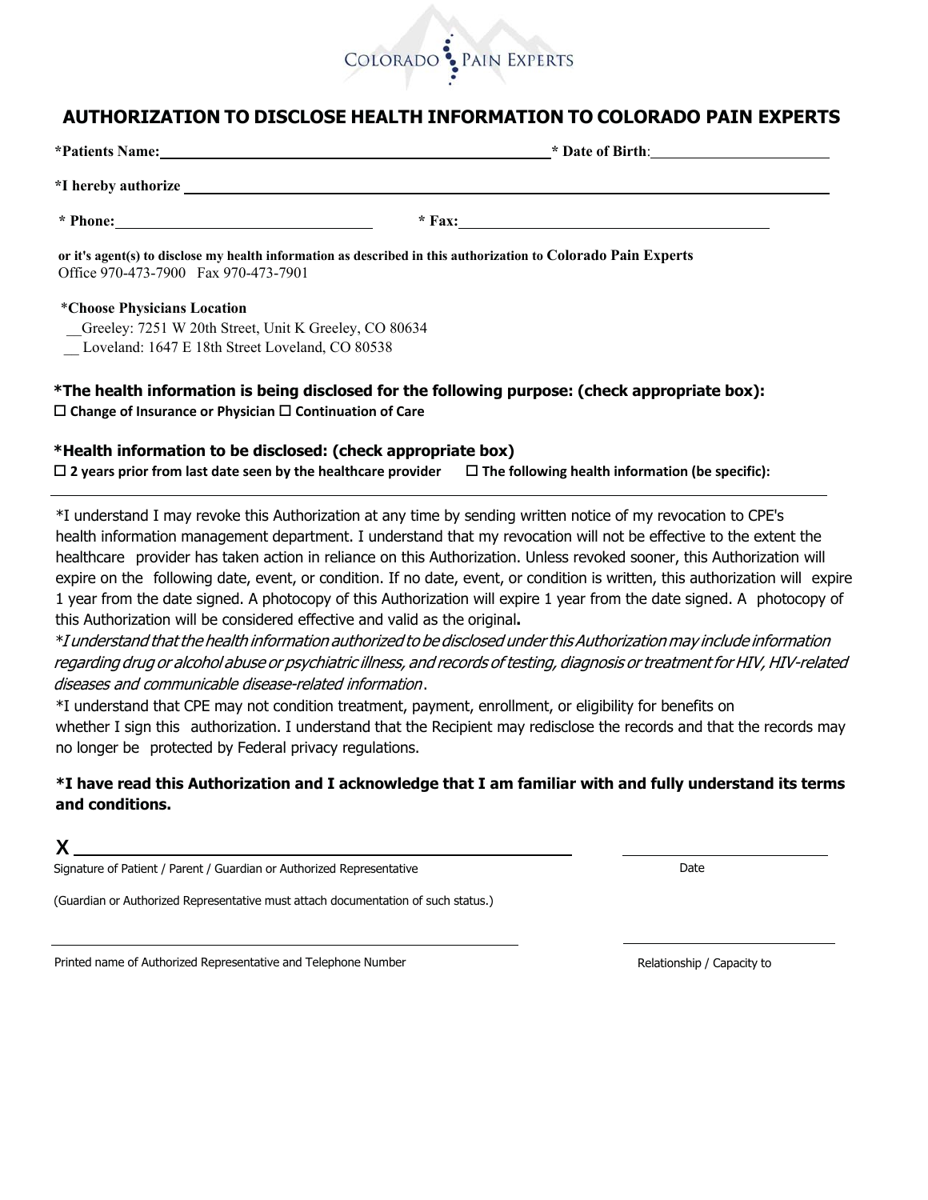COLORADO PAIN EXPERTS

## AUTHORIZATION TO DISCLOSE HEALTH INFORMATION TO COLORADO PAIN EXPERTS

**\*Patients Name:**\_\_\_\_\_\_\_\_\_\_\_\_\_\_\_\_\_\_\_\_\_\_\_\_\_\_\_\_\_\_\_\_\_\_\_\_\_\_\_\_ **\* Date of Birth**:\_\_\_\_\_\_\_\_\_\_\_\_\_\_\_\_\_\_\_\_

**\*I hereby authorize** \_\_\_\_\_\_\_\_\_\_\_\_\_\_\_\_\_\_\_\_\_\_\_\_\_\_\_\_\_\_\_\_\_\_\_\_\_\_\_\_\_\_\_\_\_\_\_\_\_\_\_\_\_\_\_\_\_\_\_\_\_\_

**\* Phone:**\_\_\_\_\_\_\_\_\_\_\_\_\_\_\_\_\_\_\_\_\_\_\_\_\_\_\_\_ **\* Fax:**\_\_\_\_\_\_\_\_\_\_\_\_\_\_\_\_\_\_\_\_\_\_\_\_\_\_\_\_\_\_\_\_\_\_

**or it's agent(s) to disclose my health information as described in this authorization to Colorado Pain Experts**
Office 970-473-7900 Fax 970-473-7901

\***Choose Physicians Location**

\_\_Greeley: 7251 W 20th Street, Unit K Greeley, CO 80634
\_\_ Loveland: 1647 E 18th Street Loveland, CO 80538

**\*The health information is being disclosed for the following purpose: (check appropriate box):**
☐ **Change of Insurance or Physician** ☐ **Continuation of Care**

**\*Health information to be disclosed: (check appropriate box)**
☐ **2 years prior from last date seen by the healthcare provider** ☐ **The following health information (be specific):**

\_\_\_\_\_\_\_\_\_\_\_\_\_\_\_\_\_\_\_\_\_\_\_\_\_\_\_\_\_\_\_\_\_\_\_\_\_\_\_\_\_\_\_\_\_\_\_\_\_\_\_\_\_\_\_\_\_\_\_\_\_\_\_\_\_\_\_\_\_\_\_\_\_\_\_\_\_\_

\*I understand I may revoke this Authorization at any time by sending written notice of my revocation to CPE's health information management department. I understand that my revocation will not be effective to the extent the healthcare provider has taken action in reliance on this Authorization. Unless revoked sooner, this Authorization will expire on the following date, event, or condition. If no date, event, or condition is written, this authorization will expire 1 year from the date signed. A photocopy of this Authorization will expire 1 year from the date signed. A photocopy of this Authorization will be considered effective and valid as the original**.**

\**I understand that the health information authorized to be disclosed under this Authorization may include information regarding drug or alcohol abuse or psychiatric illness, and records of testing, diagnosis or treatment for HIV, HIV-related diseases and communicable disease-related information*.

\*I understand that CPE may not condition treatment, payment, enrollment, or eligibility for benefits on whether I sign this authorization. I understand that the Recipient may redisclose the records and that the records may no longer be protected by Federal privacy regulations.

**\*I have read this Authorization and I acknowledge that I am familiar with and fully understand its terms and conditions.**

**X** \_\_\_\_\_\_\_\_\_\_\_\_\_\_\_\_\_\_\_\_\_\_\_\_\_\_\_\_\_\_\_\_\_\_\_\_\_\_\_\_\_\_\_\_ \_\_\_\_\_\_\_\_\_\_\_\_\_\_\_\_\_\_\_\_
Signature of Patient / Parent / Guardian or Authorized Representative Date

(Guardian or Authorized Representative must attach documentation of such status.)

\_\_\_\_\_\_\_\_\_\_\_\_\_\_\_\_\_\_\_\_\_\_\_\_\_\_\_\_\_\_\_\_\_\_\_\_\_\_\_\_\_\_\_\_ \_\_\_\_\_\_\_\_\_\_\_\_\_\_\_\_\_\_\_\_
Printed name of Authorized Representative and Telephone Number Relationship / Capacity to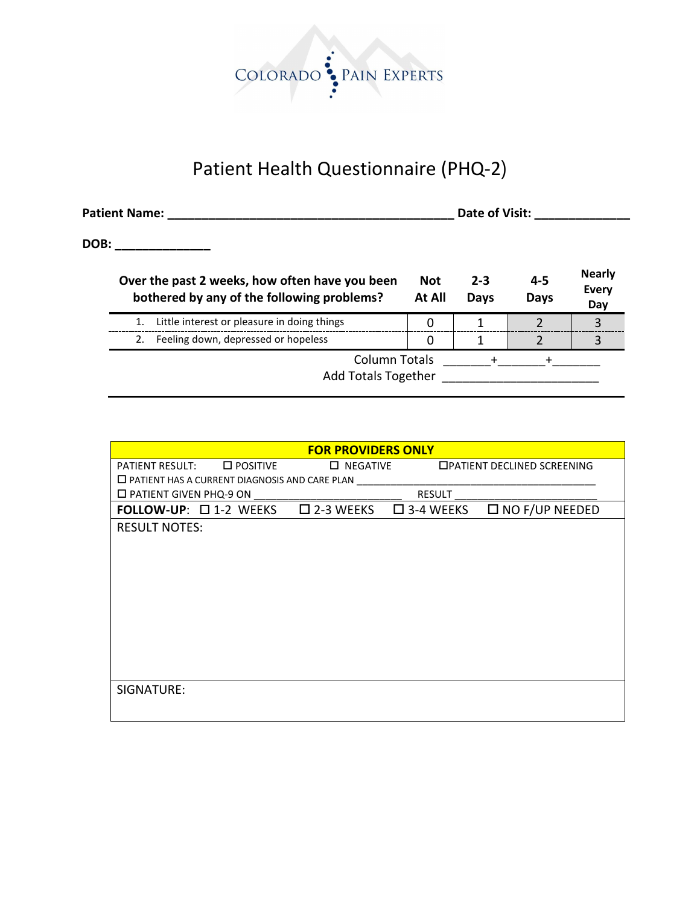COLORADO PAIN EXPERTS

# Patient Health Questionnaire (PHQ-2)

**Patient Name:** ___________________________________________ **Date of Visit:** ______________

**DOB:** ______________

| **Over the past 2 weeks, how often have you been bothered by any of the following problems?** | **Not At All** | **2-3 Days** | **4-5 Days** | **Nearly Every Day** |
|---|---|---|---|---|
| 1. Little interest or pleasure in doing things | 0 | 1 | 2 | 3 |
| 2. Feeling down, depressed or hopeless | 0 | 1 | 2 | 3 |

Column Totals _______+_______+_______

Add Totals Together ________________________

| **FOR PROVIDERS ONLY** | | | |
|---|---|---|---|
| PATIENT RESULT: ☐ POSITIVE | ☐ NEGATIVE | ☐PATIENT DECLINED SCREENING | |
| ☐ PATIENT HAS A CURRENT DIAGNOSIS AND CARE PLAN ____________________________________________ | | | |
| ☐ PATIENT GIVEN PHQ-9 ON __________________________ | RESULT __________________________ | | |
| **FOLLOW-UP**: ☐ 1-2 WEEKS | ☐ 2-3 WEEKS | ☐ 3-4 WEEKS | ☐ NO F/UP NEEDED |
| RESULT NOTES: | | | |
| SIGNATURE: | | | |